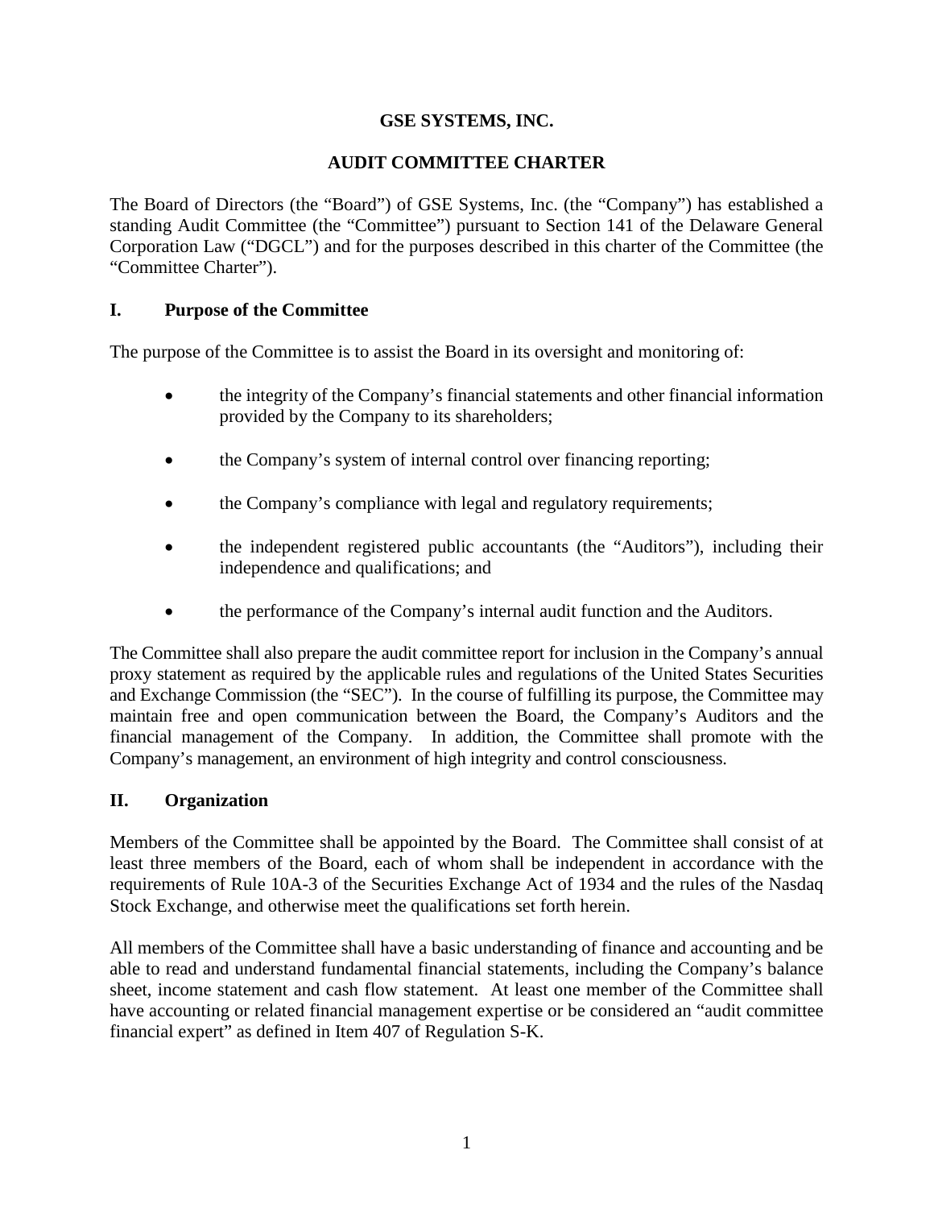# GSE SYSTEMS, INC.

## AUDIT COMMITTEE CHARTER

The Board of Directors (the "Board") of GSE Systems, Inc. (the "Company") has established a standing Audit Committee (the "Committee") pursuant to Section 141 of the Delaware General Corporation Law ("DGCL") and for the purposes described in this charter of the Committee (the "Committee Charter").

## I. Purpose of the Committee

The purpose of the Committee is to assist the Board in its oversight and monitoring of:

- the integrity of the Company's financial statements and other financial information provided by the Company to its shareholders;
- the Company's system of internal control over financing reporting;
- the Company's compliance with legal and regulatory requirements;
- the independent registered public accountants (the "Auditors"), including their independence and qualifications; and
- the performance of the Company's internal audit function and the Auditors.

The Committee shall also prepare the audit committee report for inclusion in the Company's annual proxy statement as required by the applicable rules and regulations of the United States Securities and Exchange Commission (the "SEC"). In the course of fulfilling its purpose, the Committee may maintain free and open communication between the Board, the Company's Auditors and the financial management of the Company. In addition, the Committee shall promote with the Company's management, an environment of high integrity and control consciousness.

## II. Organization

Members of the Committee shall be appointed by the Board. The Committee shall consist of at least three members of the Board, each of whom shall be independent in accordance with the requirements of Rule 10A-3 of the Securities Exchange Act of 1934 and the rules of the Nasdaq Stock Exchange, and otherwise meet the qualifications set forth herein.

All members of the Committee shall have a basic understanding of finance and accounting and be able to read and understand fundamental financial statements, including the Company's balance sheet, income statement and cash flow statement. At least one member of the Committee shall have accounting or related financial management expertise or be considered an "audit committee financial expert" as defined in Item 407 of Regulation S-K.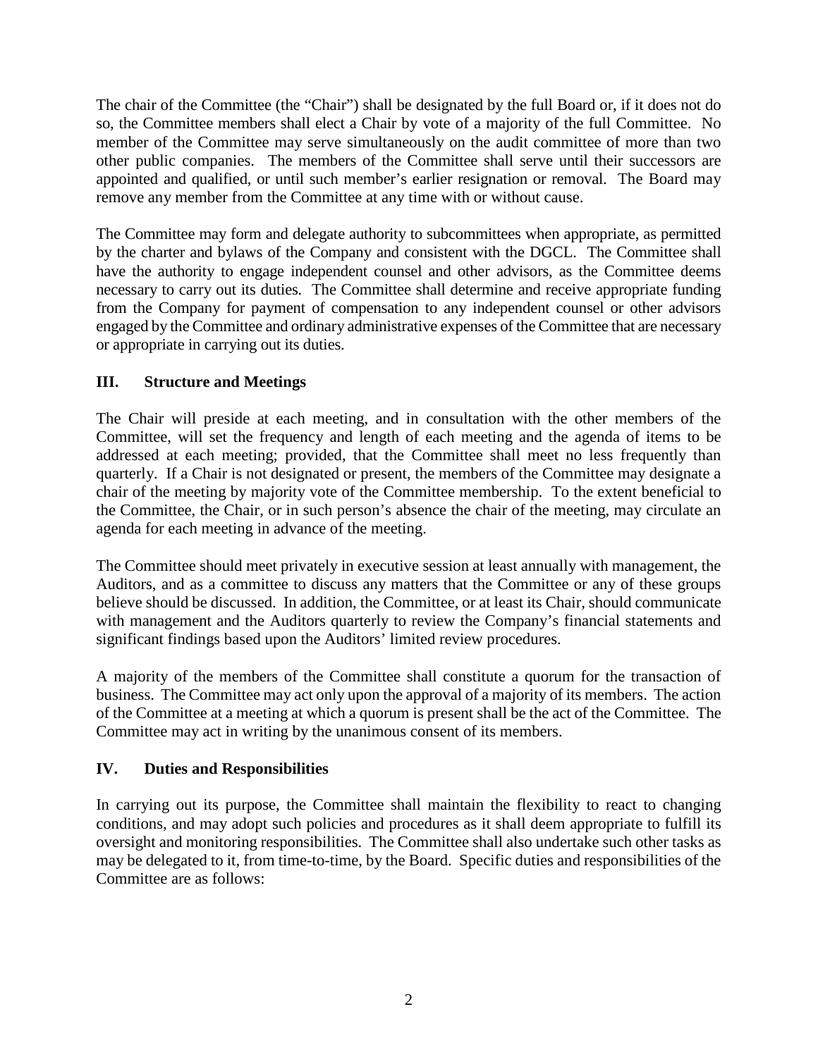The chair of the Committee (the "Chair") shall be designated by the full Board or, if it does not do so, the Committee members shall elect a Chair by vote of a majority of the full Committee. No member of the Committee may serve simultaneously on the audit committee of more than two other public companies. The members of the Committee shall serve until their successors are appointed and qualified, or until such member's earlier resignation or removal. The Board may remove any member from the Committee at any time with or without cause.

The Committee may form and delegate authority to subcommittees when appropriate, as permitted by the charter and bylaws of the Company and consistent with the DGCL. The Committee shall have the authority to engage independent counsel and other advisors, as the Committee deems necessary to carry out its duties. The Committee shall determine and receive appropriate funding from the Company for payment of compensation to any independent counsel or other advisors engaged by the Committee and ordinary administrative expenses of the Committee that are necessary or appropriate in carrying out its duties.

## III. Structure and Meetings

The Chair will preside at each meeting, and in consultation with the other members of the Committee, will set the frequency and length of each meeting and the agenda of items to be addressed at each meeting; provided, that the Committee shall meet no less frequently than quarterly. If a Chair is not designated or present, the members of the Committee may designate a chair of the meeting by majority vote of the Committee membership. To the extent beneficial to the Committee, the Chair, or in such person's absence the chair of the meeting, may circulate an agenda for each meeting in advance of the meeting.

The Committee should meet privately in executive session at least annually with management, the Auditors, and as a committee to discuss any matters that the Committee or any of these groups believe should be discussed. In addition, the Committee, or at least its Chair, should communicate with management and the Auditors quarterly to review the Company's financial statements and significant findings based upon the Auditors' limited review procedures.

A majority of the members of the Committee shall constitute a quorum for the transaction of business. The Committee may act only upon the approval of a majority of its members. The action of the Committee at a meeting at which a quorum is present shall be the act of the Committee. The Committee may act in writing by the unanimous consent of its members.

## IV. Duties and Responsibilities

In carrying out its purpose, the Committee shall maintain the flexibility to react to changing conditions, and may adopt such policies and procedures as it shall deem appropriate to fulfill its oversight and monitoring responsibilities. The Committee shall also undertake such other tasks as may be delegated to it, from time-to-time, by the Board. Specific duties and responsibilities of the Committee are as follows: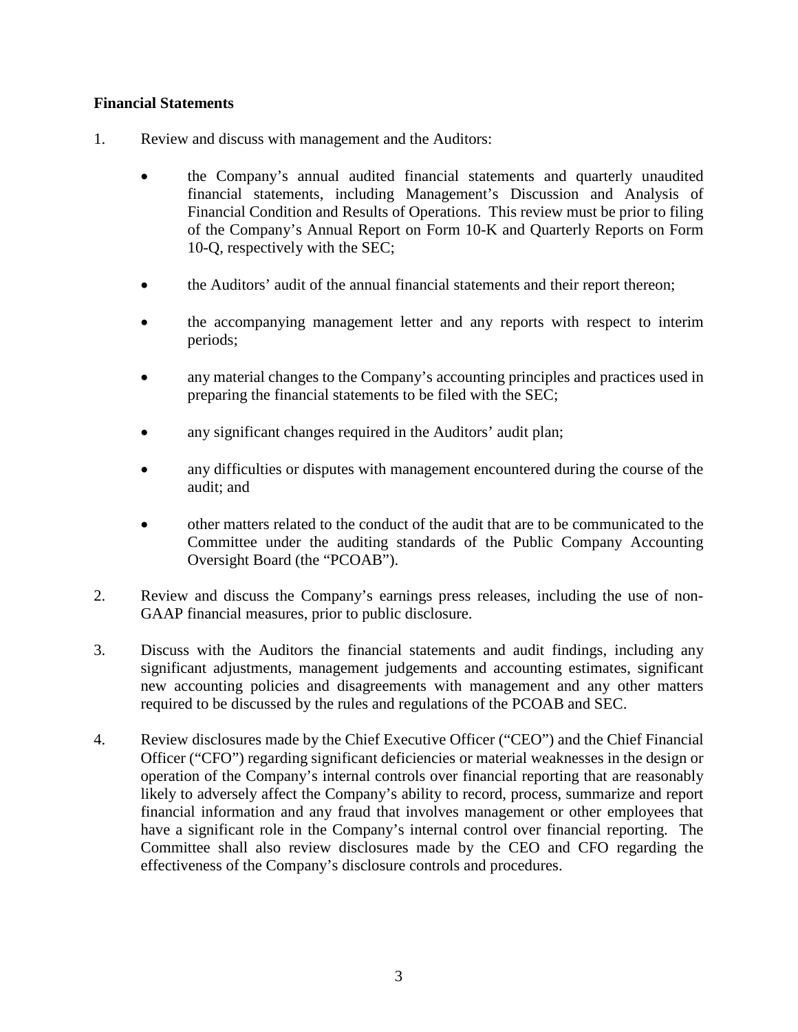**Financial Statements**

1. Review and discuss with management and the Auditors:

   - the Company's annual audited financial statements and quarterly unaudited financial statements, including Management's Discussion and Analysis of Financial Condition and Results of Operations. This review must be prior to filing of the Company's Annual Report on Form 10-K and Quarterly Reports on Form 10-Q, respectively with the SEC;

   - the Auditors' audit of the annual financial statements and their report thereon;

   - the accompanying management letter and any reports with respect to interim periods;

   - any material changes to the Company's accounting principles and practices used in preparing the financial statements to be filed with the SEC;

   - any significant changes required in the Auditors' audit plan;

   - any difficulties or disputes with management encountered during the course of the audit; and

   - other matters related to the conduct of the audit that are to be communicated to the Committee under the auditing standards of the Public Company Accounting Oversight Board (the "PCOAB").

2. Review and discuss the Company's earnings press releases, including the use of non-GAAP financial measures, prior to public disclosure.

3. Discuss with the Auditors the financial statements and audit findings, including any significant adjustments, management judgements and accounting estimates, significant new accounting policies and disagreements with management and any other matters required to be discussed by the rules and regulations of the PCOAB and SEC.

4. Review disclosures made by the Chief Executive Officer ("CEO") and the Chief Financial Officer ("CFO") regarding significant deficiencies or material weaknesses in the design or operation of the Company's internal controls over financial reporting that are reasonably likely to adversely affect the Company's ability to record, process, summarize and report financial information and any fraud that involves management or other employees that have a significant role in the Company's internal control over financial reporting. The Committee shall also review disclosures made by the CEO and CFO regarding the effectiveness of the Company's disclosure controls and procedures.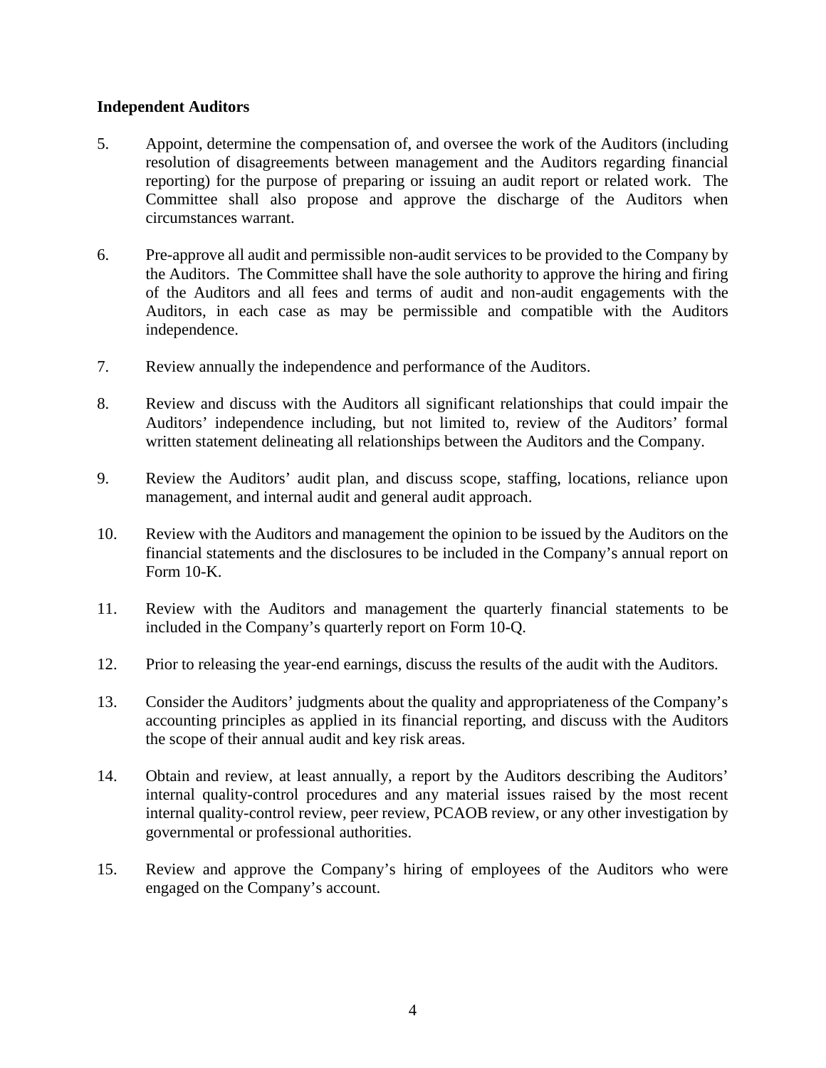**Independent Auditors**

5. Appoint, determine the compensation of, and oversee the work of the Auditors (including resolution of disagreements between management and the Auditors regarding financial reporting) for the purpose of preparing or issuing an audit report or related work. The Committee shall also propose and approve the discharge of the Auditors when circumstances warrant.

6. Pre-approve all audit and permissible non-audit services to be provided to the Company by the Auditors. The Committee shall have the sole authority to approve the hiring and firing of the Auditors and all fees and terms of audit and non-audit engagements with the Auditors, in each case as may be permissible and compatible with the Auditors independence.

7. Review annually the independence and performance of the Auditors.

8. Review and discuss with the Auditors all significant relationships that could impair the Auditors' independence including, but not limited to, review of the Auditors' formal written statement delineating all relationships between the Auditors and the Company.

9. Review the Auditors' audit plan, and discuss scope, staffing, locations, reliance upon management, and internal audit and general audit approach.

10. Review with the Auditors and management the opinion to be issued by the Auditors on the financial statements and the disclosures to be included in the Company's annual report on Form 10-K.

11. Review with the Auditors and management the quarterly financial statements to be included in the Company's quarterly report on Form 10-Q.

12. Prior to releasing the year-end earnings, discuss the results of the audit with the Auditors.

13. Consider the Auditors' judgments about the quality and appropriateness of the Company's accounting principles as applied in its financial reporting, and discuss with the Auditors the scope of their annual audit and key risk areas.

14. Obtain and review, at least annually, a report by the Auditors describing the Auditors' internal quality-control procedures and any material issues raised by the most recent internal quality-control review, peer review, PCAOB review, or any other investigation by governmental or professional authorities.

15. Review and approve the Company's hiring of employees of the Auditors who were engaged on the Company's account.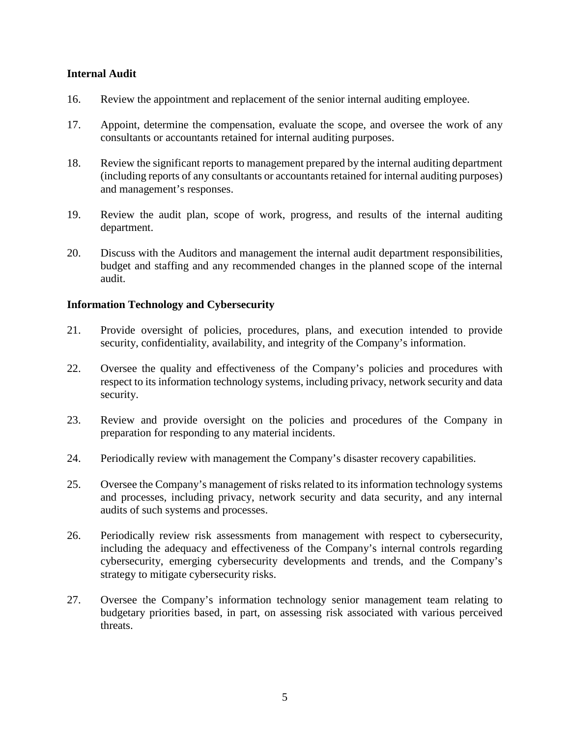**Internal Audit**

16. Review the appointment and replacement of the senior internal auditing employee.

17. Appoint, determine the compensation, evaluate the scope, and oversee the work of any consultants or accountants retained for internal auditing purposes.

18. Review the significant reports to management prepared by the internal auditing department (including reports of any consultants or accountants retained for internal auditing purposes) and management's responses.

19. Review the audit plan, scope of work, progress, and results of the internal auditing department.

20. Discuss with the Auditors and management the internal audit department responsibilities, budget and staffing and any recommended changes in the planned scope of the internal audit.

**Information Technology and Cybersecurity**

21. Provide oversight of policies, procedures, plans, and execution intended to provide security, confidentiality, availability, and integrity of the Company's information.

22. Oversee the quality and effectiveness of the Company's policies and procedures with respect to its information technology systems, including privacy, network security and data security.

23. Review and provide oversight on the policies and procedures of the Company in preparation for responding to any material incidents.

24. Periodically review with management the Company's disaster recovery capabilities.

25. Oversee the Company's management of risks related to its information technology systems and processes, including privacy, network security and data security, and any internal audits of such systems and processes.

26. Periodically review risk assessments from management with respect to cybersecurity, including the adequacy and effectiveness of the Company's internal controls regarding cybersecurity, emerging cybersecurity developments and trends, and the Company's strategy to mitigate cybersecurity risks.

27. Oversee the Company's information technology senior management team relating to budgetary priorities based, in part, on assessing risk associated with various perceived threats.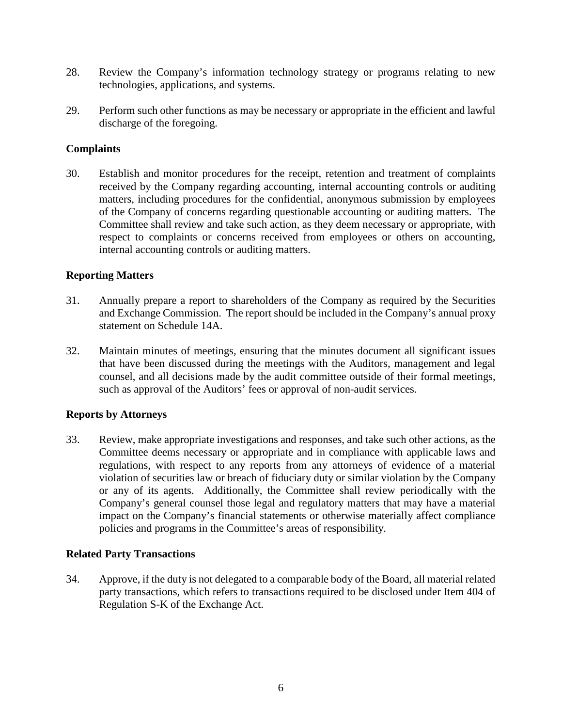28. Review the Company's information technology strategy or programs relating to new technologies, applications, and systems.

29. Perform such other functions as may be necessary or appropriate in the efficient and lawful discharge of the foregoing.

**Complaints**

30. Establish and monitor procedures for the receipt, retention and treatment of complaints received by the Company regarding accounting, internal accounting controls or auditing matters, including procedures for the confidential, anonymous submission by employees of the Company of concerns regarding questionable accounting or auditing matters. The Committee shall review and take such action, as they deem necessary or appropriate, with respect to complaints or concerns received from employees or others on accounting, internal accounting controls or auditing matters.

**Reporting Matters**

31. Annually prepare a report to shareholders of the Company as required by the Securities and Exchange Commission. The report should be included in the Company's annual proxy statement on Schedule 14A.

32. Maintain minutes of meetings, ensuring that the minutes document all significant issues that have been discussed during the meetings with the Auditors, management and legal counsel, and all decisions made by the audit committee outside of their formal meetings, such as approval of the Auditors' fees or approval of non-audit services.

**Reports by Attorneys**

33. Review, make appropriate investigations and responses, and take such other actions, as the Committee deems necessary or appropriate and in compliance with applicable laws and regulations, with respect to any reports from any attorneys of evidence of a material violation of securities law or breach of fiduciary duty or similar violation by the Company or any of its agents. Additionally, the Committee shall review periodically with the Company's general counsel those legal and regulatory matters that may have a material impact on the Company's financial statements or otherwise materially affect compliance policies and programs in the Committee's areas of responsibility.

**Related Party Transactions**

34. Approve, if the duty is not delegated to a comparable body of the Board, all material related party transactions, which refers to transactions required to be disclosed under Item 404 of Regulation S-K of the Exchange Act.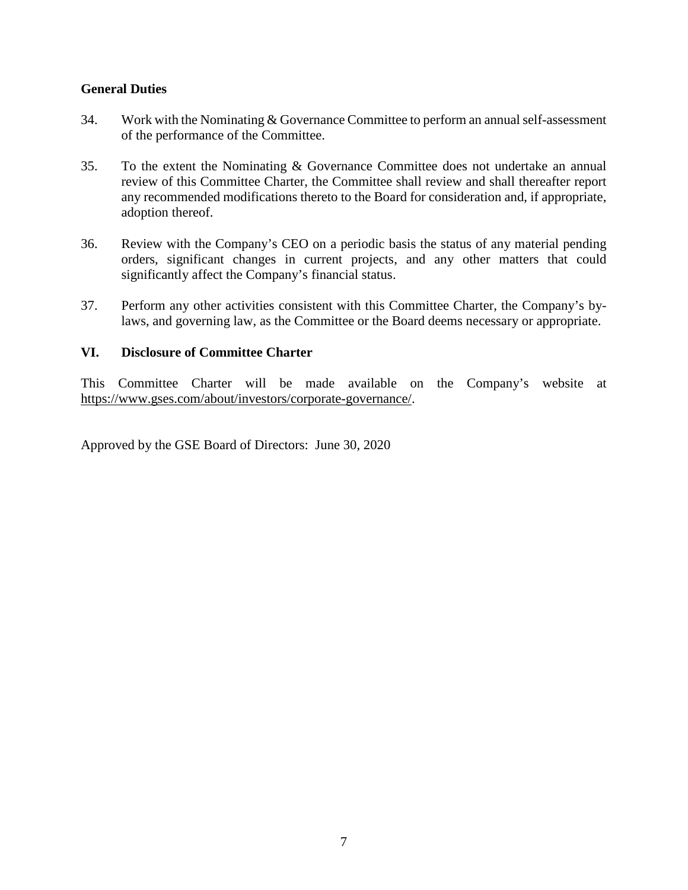**General Duties**

34. Work with the Nominating & Governance Committee to perform an annual self-assessment of the performance of the Committee.

35. To the extent the Nominating & Governance Committee does not undertake an annual review of this Committee Charter, the Committee shall review and shall thereafter report any recommended modifications thereto to the Board for consideration and, if appropriate, adoption thereof.

36. Review with the Company's CEO on a periodic basis the status of any material pending orders, significant changes in current projects, and any other matters that could significantly affect the Company's financial status.

37. Perform any other activities consistent with this Committee Charter, the Company's by-laws, and governing law, as the Committee or the Board deems necessary or appropriate.

## VI. Disclosure of Committee Charter

This Committee Charter will be made available on the Company's website at https://www.gses.com/about/investors/corporate-governance/.

Approved by the GSE Board of Directors: June 30, 2020